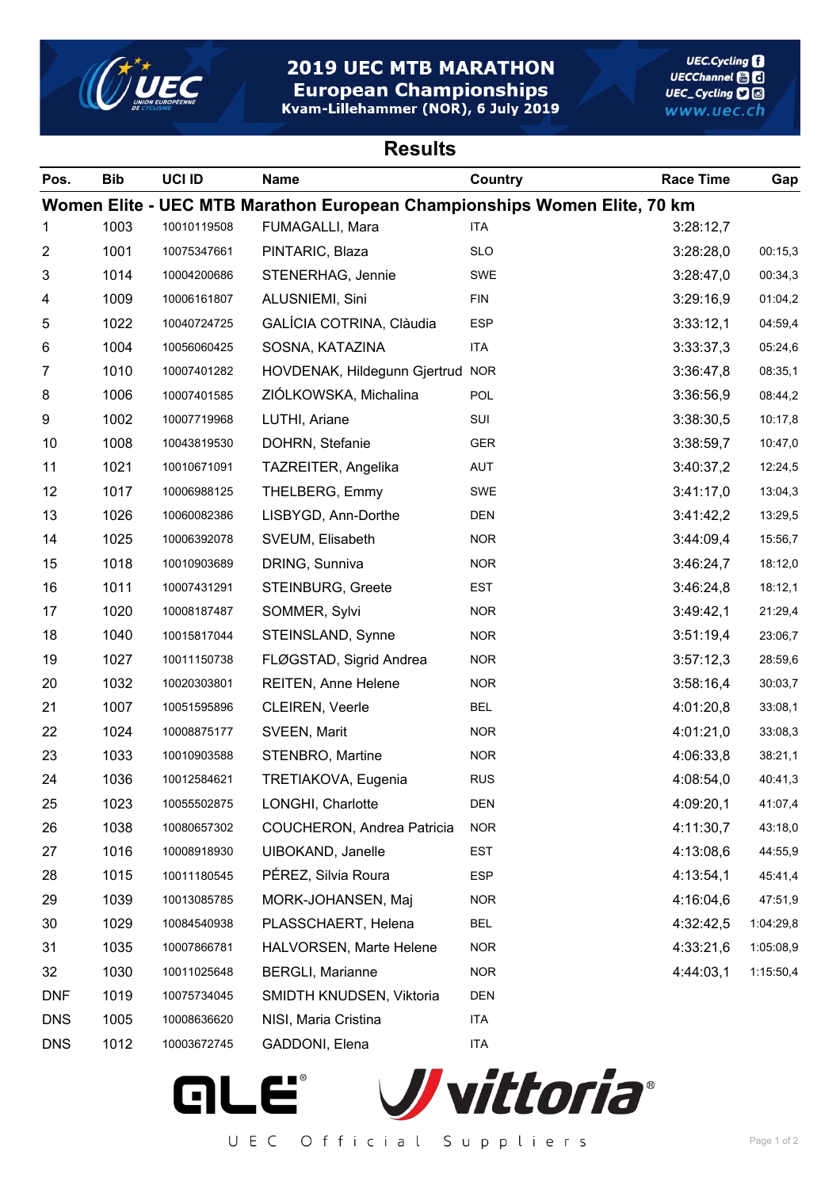# 2019 UEC MTB MARATHON European Championships

Kvam-Lillehammer (NOR), 6 July 2019

UEC.Cycling
UECChannel
UEC_Cycling
www.uec.ch

## Results

| Pos. | Bib | UCI ID | Name | Country | Race Time | Gap |
|---|---|---|---|---|---|---|
| **Women Elite - UEC MTB Marathon European Championships Women Elite, 70 km** | | | | | | |
| 1 | 1003 | 10010119508 | FUMAGALLI, Mara | ITA | 3:28:12,7 | |
| 2 | 1001 | 10075347661 | PINTARIC, Blaza | SLO | 3:28:28,0 | 00:15,3 |
| 3 | 1014 | 10004200686 | STENERHAG, Jennie | SWE | 3:28:47,0 | 00:34,3 |
| 4 | 1009 | 10006161807 | ALUSNIEMI, Sini | FIN | 3:29:16,9 | 01:04,2 |
| 5 | 1022 | 10040724725 | GALÍCIA COTRINA, Clàudia | ESP | 3:33:12,1 | 04:59,4 |
| 6 | 1004 | 10056060425 | SOSNA, KATAZINA | ITA | 3:33:37,3 | 05:24,6 |
| 7 | 1010 | 10007401282 | HOVDENAK, Hildegunn Gjertrud | NOR | 3:36:47,8 | 08:35,1 |
| 8 | 1006 | 10007401585 | ZIÓLKOWSKA, Michalina | POL | 3:36:56,9 | 08:44,2 |
| 9 | 1002 | 10007719968 | LUTHI, Ariane | SUI | 3:38:30,5 | 10:17,8 |
| 10 | 1008 | 10043819530 | DOHRN, Stefanie | GER | 3:38:59,7 | 10:47,0 |
| 11 | 1021 | 10010671091 | TAZREITER, Angelika | AUT | 3:40:37,2 | 12:24,5 |
| 12 | 1017 | 10006988125 | THELBERG, Emmy | SWE | 3:41:17,0 | 13:04,3 |
| 13 | 1026 | 10060082386 | LISBYGD, Ann-Dorthe | DEN | 3:41:42,2 | 13:29,5 |
| 14 | 1025 | 10006392078 | SVEUM, Elisabeth | NOR | 3:44:09,4 | 15:56,7 |
| 15 | 1018 | 10010903689 | DRING, Sunniva | NOR | 3:46:24,7 | 18:12,0 |
| 16 | 1011 | 10007431291 | STEINBURG, Greete | EST | 3:46:24,8 | 18:12,1 |
| 17 | 1020 | 10008187487 | SOMMER, Sylvi | NOR | 3:49:42,1 | 21:29,4 |
| 18 | 1040 | 10015817044 | STEINSLAND, Synne | NOR | 3:51:19,4 | 23:06,7 |
| 19 | 1027 | 10011150738 | FLØGSTAD, Sigrid Andrea | NOR | 3:57:12,3 | 28:59,6 |
| 20 | 1032 | 10020303801 | REITEN, Anne Helene | NOR | 3:58:16,4 | 30:03,7 |
| 21 | 1007 | 10051595896 | CLEIREN, Veerle | BEL | 4:01:20,8 | 33:08,1 |
| 22 | 1024 | 10008875177 | SVEEN, Marit | NOR | 4:01:21,0 | 33:08,3 |
| 23 | 1033 | 10010903588 | STENBRO, Martine | NOR | 4:06:33,8 | 38:21,1 |
| 24 | 1036 | 10012584621 | TRETIAKOVA, Eugenia | RUS | 4:08:54,0 | 40:41,3 |
| 25 | 1023 | 10055502875 | LONGHI, Charlotte | DEN | 4:09:20,1 | 41:07,4 |
| 26 | 1038 | 10080657302 | COUCHERON, Andrea Patricia | NOR | 4:11:30,7 | 43:18,0 |
| 27 | 1016 | 10008918930 | UIBOKAND, Janelle | EST | 4:13:08,6 | 44:55,9 |
| 28 | 1015 | 10011180545 | PÉREZ, Silvia Roura | ESP | 4:13:54,1 | 45:41,4 |
| 29 | 1039 | 10013085785 | MORK-JOHANSEN, Maj | NOR | 4:16:04,6 | 47:51,9 |
| 30 | 1029 | 10084540938 | PLASSCHAERT, Helena | BEL | 4:32:42,5 | 1:04:29,8 |
| 31 | 1035 | 10007866781 | HALVORSEN, Marte Helene | NOR | 4:33:21,6 | 1:05:08,9 |
| 32 | 1030 | 10011025648 | BERGLI, Marianne | NOR | 4:44:03,1 | 1:15:50,4 |
| DNF | 1019 | 10075734045 | SMIDTH KNUDSEN, Viktoria | DEN | | |
| DNS | 1005 | 10008636620 | NISI, Maria Cristina | ITA | | |
| DNS | 1012 | 10003672745 | GADDONI, Elena | ITA | | |

ALE® vittoria®

UEC Official Suppliers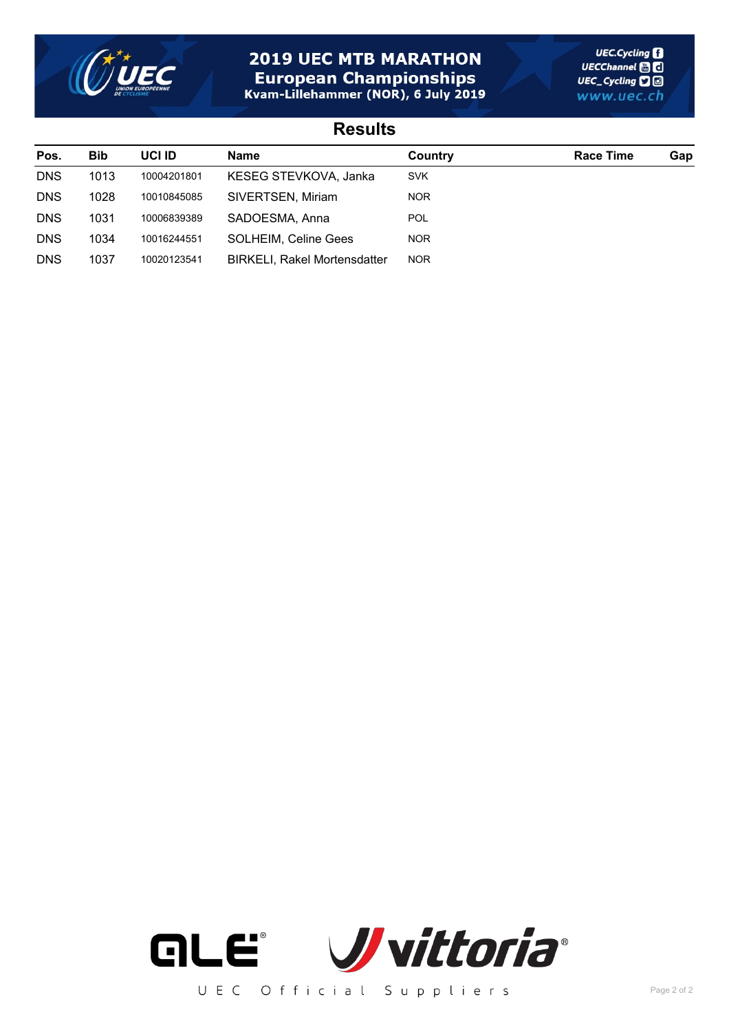# 2019 UEC MTB MARATHON European Championships

Kvam-Lillehammer (NOR), 6 July 2019

## Results

| Pos. | Bib | UCI ID | Name | Country | Race Time | Gap |
|---|---|---|---|---|---|---|
| DNS | 1013 | 10004201801 | KESEG STEVKOVA, Janka | SVK | | |
| DNS | 1028 | 10010845085 | SIVERTSEN, Miriam | NOR | | |
| DNS | 1031 | 10006839389 | SADOESMA, Anna | POL | | |
| DNS | 1034 | 10016244551 | SOLHEIM, Celine Gees | NOR | | |
| DNS | 1037 | 10020123541 | BIRKELI, Rakel Mortensdatter | NOR | | |

UEC Official Suppliers